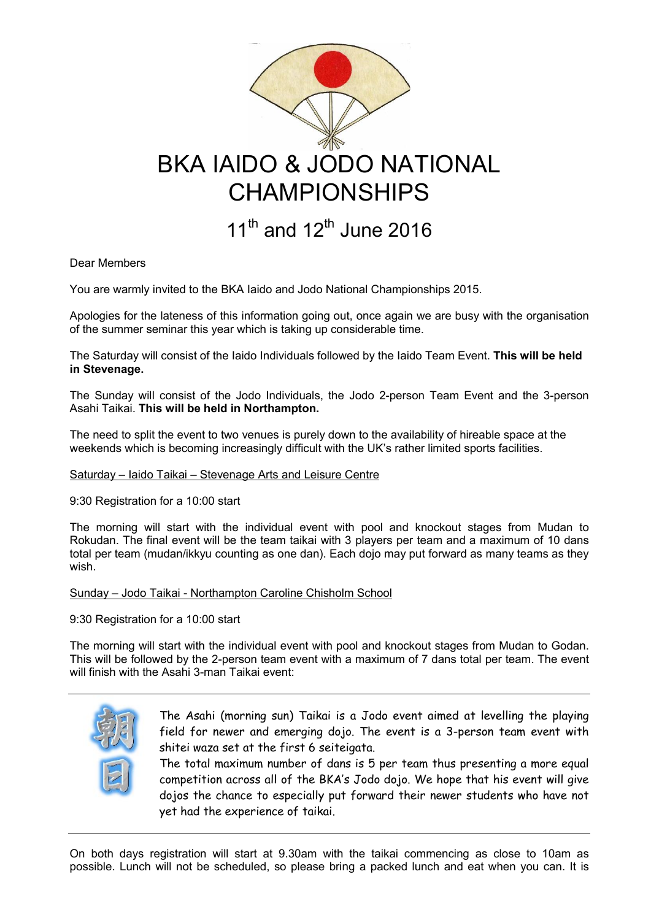# BKA IAIDO & JODO NATIONAL CHAMPIONSHIPS

## 11th and 12th June 2016

Dear Members

You are warmly invited to the BKA Iaido and Jodo National Championships 2015.

Apologies for the lateness of this information going out, once again we are busy with the organisation of the summer seminar this year which is taking up considerable time.

The Saturday will consist of the Iaido Individuals followed by the Iaido Team Event. **This will be held in Stevenage.**

The Sunday will consist of the Jodo Individuals, the Jodo 2-person Team Event and the 3-person Asahi Taikai. **This will be held in Northampton.**

The need to split the event to two venues is purely down to the availability of hireable space at the weekends which is becoming increasingly difficult with the UK's rather limited sports facilities.

Saturday – Iaido Taikai – Stevenage Arts and Leisure Centre

9:30 Registration for a 10:00 start

The morning will start with the individual event with pool and knockout stages from Mudan to Rokudan. The final event will be the team taikai with 3 players per team and a maximum of 10 dans total per team (mudan/ikkyu counting as one dan). Each dojo may put forward as many teams as they wish.

Sunday – Jodo Taikai - Northampton Caroline Chisholm School

9:30 Registration for a 10:00 start

The morning will start with the individual event with pool and knockout stages from Mudan to Godan. This will be followed by the 2-person team event with a maximum of 7 dans total per team. The event will finish with the Asahi 3-man Taikai event:

---

朝日

The Asahi (morning sun) Taikai is a Jodo event aimed at levelling the playing field for newer and emerging dojo. The event is a 3-person team event with shitei waza set at the first 6 seiteigata.

The total maximum number of dans is 5 per team thus presenting a more equal competition across all of the BKA's Jodo dojo. We hope that his event will give dojos the chance to especially put forward their newer students who have not yet had the experience of taikai.

---

On both days registration will start at 9.30am with the taikai commencing as close to 10am as possible. Lunch will not be scheduled, so please bring a packed lunch and eat when you can. It is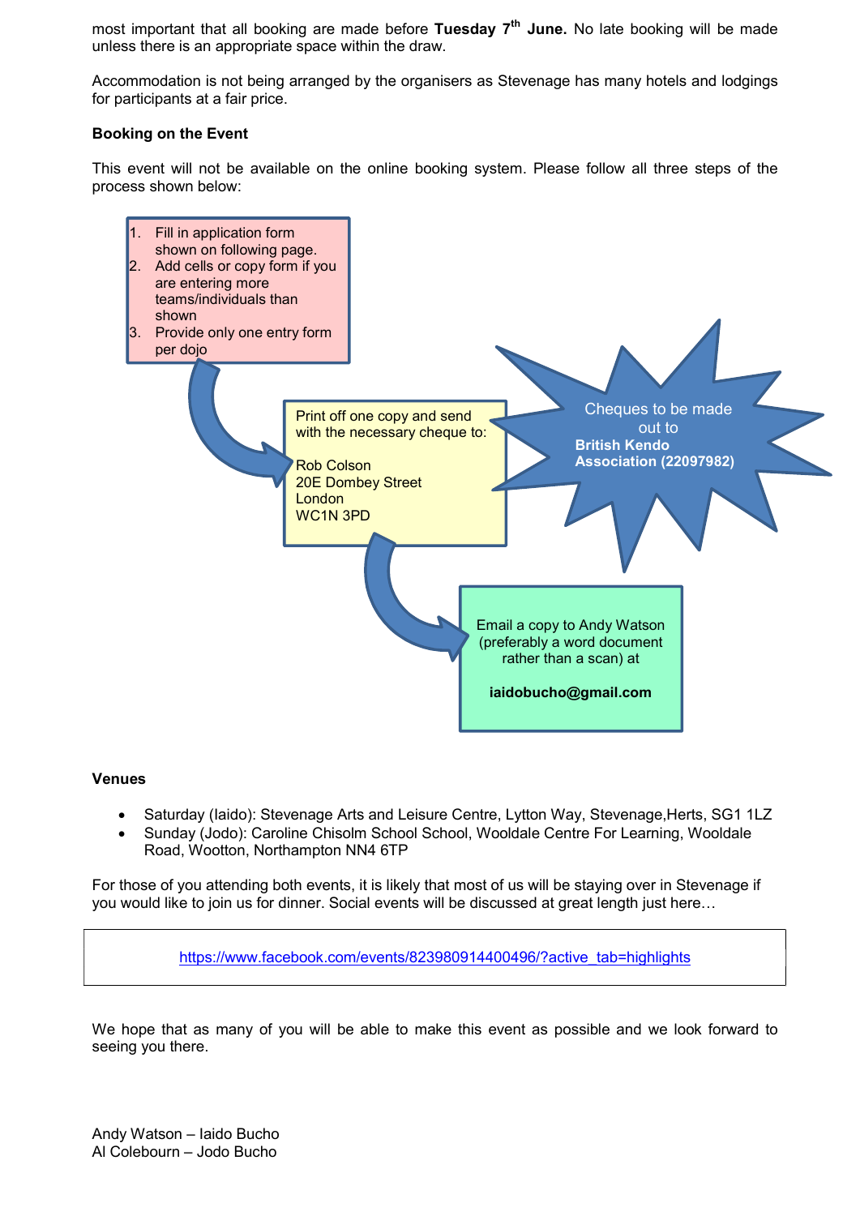most important that all booking are made before **Tuesday 7th June.** No late booking will be made unless there is an appropriate space within the draw.

Accommodation is not being arranged by the organisers as Stevenage has many hotels and lodgings for participants at a fair price.

**Booking on the Event**

This event will not be available on the online booking system. Please follow all three steps of the process shown below:

1. Fill in application form shown on following page.
2. Add cells or copy form if you are entering more teams/individuals than shown
3. Provide only one entry form per dojo

Print off one copy and send with the necessary cheque to:

Rob Colson
20E Dombey Street
London
WC1N 3PD

Cheques to be made out to **British Kendo Association (22097982)**

Email a copy to Andy Watson (preferably a word document rather than a scan) at

**iaidobucho@gmail.com**

**Venues**

- Saturday (Iaido): Stevenage Arts and Leisure Centre, Lytton Way, Stevenage,Herts, SG1 1LZ
- Sunday (Jodo): Caroline Chisolm School School, Wooldale Centre For Learning, Wooldale Road, Wootton, Northampton NN4 6TP

For those of you attending both events, it is likely that most of us will be staying over in Stevenage if you would like to join us for dinner. Social events will be discussed at great length just here…

https://www.facebook.com/events/823980914400496/?active_tab=highlights

We hope that as many of you will be able to make this event as possible and we look forward to seeing you there.

Andy Watson – Iaido Bucho
Al Colebourn – Jodo Bucho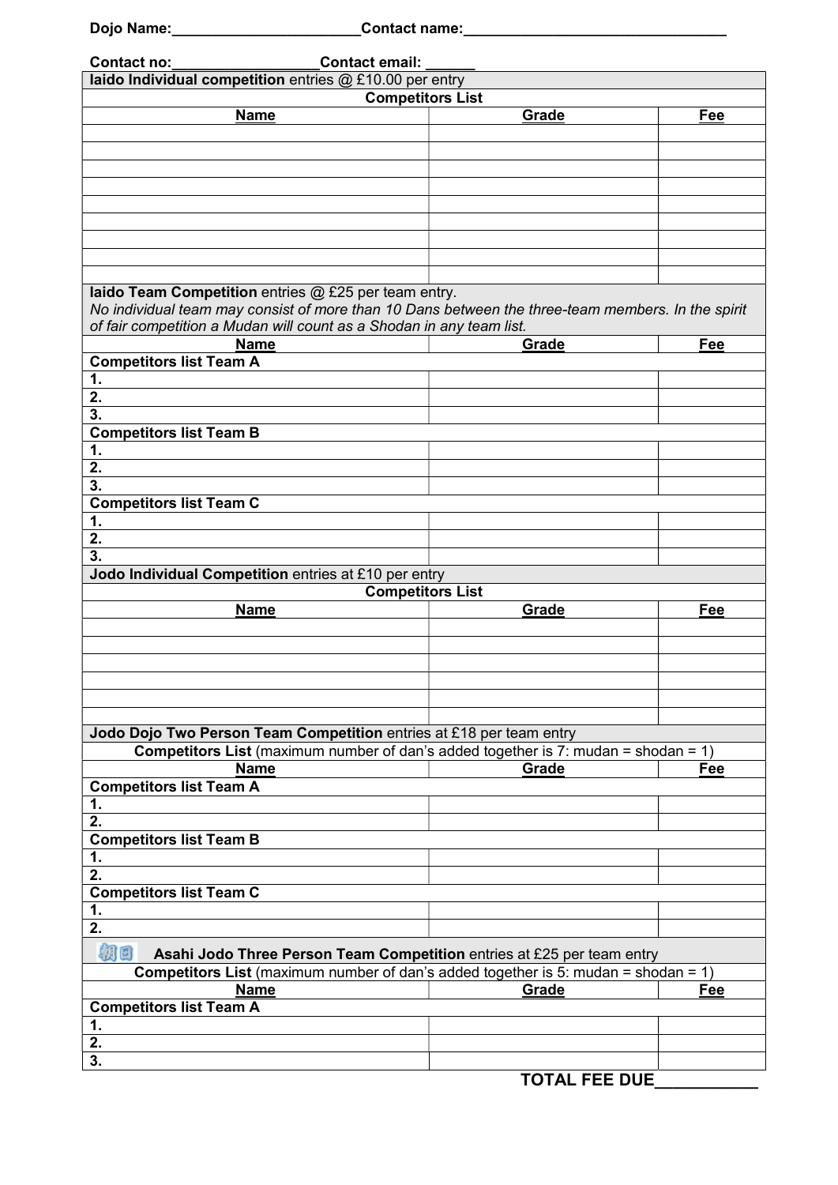Dojo Name:_______________________Contact name:________________________________

Contact no:__________________Contact email: ______

| | | |
|---|---|---|
| **Iaido Individual competition** entries @ £10.00 per entry | | |
| **Competitors List** | | |
| **Name** | **Grade** | **Fee** |
| | | |
| | | |
| | | |
| | | |
| | | |
| | | |
| | | |
| | | |
| | | |
| **Iaido Team Competition** entries @ £25 per team entry. *No individual team may consist of more than 10 Dans between the three-team members. In the spirit of fair competition a Mudan will count as a Shodan in any team list.* | | |
| **Name** | **Grade** | **Fee** |
| **Competitors list Team A** | | |
| **1.** | | |
| **2.** | | |
| **3.** | | |
| **Competitors list Team B** | | |
| **1.** | | |
| **2.** | | |
| **3.** | | |
| **Competitors list Team C** | | |
| **1.** | | |
| **2.** | | |
| **3.** | | |
| **Jodo Individual Competition** entries at £10 per entry | | |
| **Competitors List** | | |
| **Name** | **Grade** | **Fee** |
| | | |
| | | |
| | | |
| | | |
| | | |
| | | |
| **Jodo Dojo Two Person Team Competition** entries at £18 per team entry | | |
| **Competitors List** (maximum number of dan's added together is 7: mudan = shodan = 1) | | |
| **Name** | **Grade** | **Fee** |
| **Competitors list Team A** | | |
| **1.** | | |
| **2.** | | |
| **Competitors list Team B** | | |
| **1.** | | |
| **2.** | | |
| **Competitors list Team C** | | |
| **1.** | | |
| **2.** | | |
| **Asahi Jodo Three Person Team Competition** entries at £25 per team entry | | |
| **Competitors List** (maximum number of dan's added together is 5: mudan = shodan = 1) | | |
| **Name** | **Grade** | **Fee** |
| **Competitors list Team A** | | |
| **1.** | | |
| **2.** | | |
| **3.** | | |

**TOTAL FEE DUE___________**